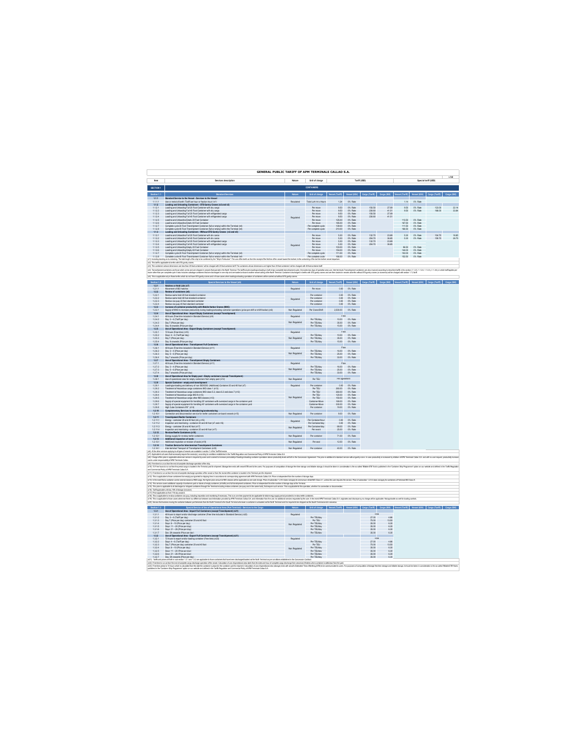# GENERAL PUBLIC TARIFF OF APM TERMINALS CALLAO S.A.

v 8.0

| Item | Services description | Nature | Unit of charge | Tariff (USD) | | | | Special tariff (USD) | | | |
|---|---|---|---|---|---|---|---|---|---|---|---|
| **SECTION 1** | **CONTAINERS** | | | | | | | | | | |
| **Section 1.1** | **Standard Services** | **Nature** | **Unit of charge** | **Vessel (Tariff)** | **Vessel (IGV)** | **Cargo (Tariff)** | **Cargo (IGV)** | **Vessel (Tariff)** | **Vessel (IGV)** | **Cargo (Tariff)** | **Cargo (IGV)** |
| **1.1.1** | **Standard Service to the Vessel - Services to the Vessel** | | | | | | | | | | |
| 1.1.1.1 | Use or rental of berth (Tariff per hour or fraction hour) (n1) | Regulated | Total LOA (m) x Hours | 1.34 | 0% Rate | | | 1.14 | 0% Rate | | |
| **1.1.2** | **Loading and Unloading Container - STS Gantry Cranes (n2 and n3)** | | | | | | | | | | |
| 1.1.2.1 | Loading and Unloading Full 20 Foot Container with dry cargo | Regulated | Per move | 9.50 | 0% Rate | 158.50 | 27.88 | 9.50 | 0% Rate | 123.00 | 22.14 |
| 1.1.2.2 | Loading and Unloading Full 40 Foot Container with dry cargo | | Per move | 9.50 | 0% Rate | 230.60 | 41.51 | 9.50 | 0% Rate | 186.00 | 33.84 |
| 1.1.2.3 | Loading and Unloading Full 20 Foot Container with refrigerated cargo | | Per move | 9.50 | 0% Rate | 158.50 | 27.88 | | | | |
| 1.1.2.4 | Loading and Unloading Full 40 Foot Container with refrigerated cargo | | Per move | 9.50 | 0% Rate | 230.60 | 41.51 | | | | |
| 1.1.2.5 | Loading and Unloading Empty 20 Foot Container | | Per move | 125.00 | 0% Rate | | | 113.50 | 0% Rate | | |
| 1.1.2.6 | Loading and Unloading Empty 40 Foot Container | | Per move | 185.00 | 0% Rate | | | 167.50 | 0% Rate | | |
| 1.1.2.7 | Complete cycle 20 Foot Transhipment Container (full or empty) within the Terminal (n4) | | Per complete cycle | 138.00 | 0% Rate | | | 111.50 | 0% Rate | | |
| 1.1.2.8 | Complete cycle 40 Foot Transhipment Container (full or empty) within the Terminal (n4) | | Per complete cycle | 213.00 | 0% Rate | | | 186.50 | 0% Rate | | |
| **1.1.3** | **Loading and Unloading Containers - Without STS Gantry Cranes (n3 and n4)** | | | | | | | | | | |
| 1.1.3.1 | Loading and Unloading Full 20 Foot Container with dry cargo | Regulated | Per move | 5.30 | 0% Rate | 132.70 | 23.89 | 5.30 | 0% Rate | 108.70 | 19.60 |
| 1.1.3.2 | Loading and Unloading Full 40 Foot Container with dry cargo | | Per move | 5.30 | 0% Rate | 204.70 | 36.85 | 5.30 | 0% Rate | 158.70 | 28.75 |
| 1.1.3.3 | Loading and Unloading Full 20 Foot Container with refrigerated cargo | | Per move | 5.30 | 0% Rate | 132.70 | 23.89 | | | | |
| 1.1.3.4 | Loading and Unloading Full 40 Foot Container with refrigerated cargo | | Per move | 5.30 | 0% Rate | 204.70 | 36.85 | | | | |
| 1.1.3.5 | Loading and Unloading Empty 20 Foot Container | | Per move | 103.00 | 0% Rate | | | 96.50 | 0% Rate | | |
| 1.1.3.6 | Loading and Unloading Empty 40 Foot Container | | Per move | 154.00 | 0% Rate | | | 144.00 | 0% Rate | | |
| 1.1.3.7 | Complete cycle 20 Foot Transhipment Container (full or empty) within the Terminal (n4) | | Per complete cycle | 111.00 | 0% Rate | | | 102.00 | 0% Rate | | |
| 1.1.3.8 | Complete cycle 40 Foot Transhipment Container (full or empty) within the Terminal (n4) | | Per complete cycle | 168.00 | 0% Rate | | | 152.50 | 0% Rate | | |

(n1): Including docking and undocking. The total length of the ship to be confirmed by the "Ship's Particulars". The use of the berth as from the receipt of the first line of the vessel toward the bollard, to the unmooring of the last line before vessel departure.

(n2): This tariff is applicable to berths with STS gantry cranes.

(n3): The containers whose dimensions are less than 20 foot containers' will be charged with 20-foot container tariff. The containers whose dimensions are higher than 20 foot containers' will be charged with 40-foot container tariff.

(n4): Transshipment containers are those which arrive and are shipped in vessels that operate in the North Terminal. The tariff includes loading/unloading in both ships (complete transshipment cycle), this includes two days of operative area use. Inter-terminals Transshipment containers are also invoiced according to described tariffs in this section (1.1.2.5, 1.1.2.6, 1.1.3.5 y 1.1.3.6), in which tariff applies per move rather than per complete cycle. It also includes cabotage containers that are discharged in one ship and are loaded on board of another vessel calling at the North Terminal. Containers discharged in berths with STS gantry cranes and are then loaded in vessels at berths without STS gantry cranes (or vice versa) will be charged with section 1.1.2 tariff.

(n5): This is applicable only in those berths which do not have STS gantry cranes and in those cases when loading/unloading operations of containers will be carried out without STS gantry cranes.

| Section 1.2 | Special Services to the Vessel (n5) | Nature | Unit of charge | Vessel (Tariff) | Vessel (IGV) | Cargo (Tariff) | Cargo (IGV) | Vessel (Tariff) | Vessel (IGV) | Cargo (Tariff) | Cargo (IGV) |
|---|---|---|---|---|---|---|---|---|---|---|---|
| **1.2.1** | **Hatches or Hold Lids (n7)** | | | | | | | | | | |
| 1.2.1.1 | Movement of ISO hatches | Regulated | Per move | 0.00 | 0% Rate | | | | | | |
| **1.2.2** | **Restow of containers (n8)** | | | | | | | | | | |
| 1.2.2.1 | Restow same hold 20 foot standard container | Regulated | Per container | 0.00 | 0% Rate | | | | | | |
| 1.2.2.2 | Restow same hold 40 foot standard container | | Per container | 0.00 | 0% Rate | | | | | | |
| 1.2.2.3 | Restow via quay 20 foot standard container | | Per container | 0.00 | 0% Rate | | | | | | |
| 1.2.2.4 | Restow via quay 40 foot standard container | | Per container | 0.00 | 0% Rate | | | | | | |
| **1.2.3** | **Increase of container productivity with Mobile Harbor Cranes (MHC)** | | | | | | | | | | |
| 1.2.3.1 | Supply of MHC to increase productivity during loading/unloading container operations (price per shift or shift fraction) (n9) | Non Regulated | Per Crane/Shift | 2,300.00 | 0% Rate | | | | | | |
| **1.2.4** | **Use of Operational Area - Import Empty Containers (except Transhipment)** | | | | | | | | | | |
| 1.2.4.1 | 48 hours (Free time included in Standard Service) (n10) | Regulated | | Free | | | | | | | |
| 1.2.4.2 | Day: 3 - 6 (Tariff per day) | Non Regulated | Per TEU/day | 10.00 | 0% Rate | | | | | | |
| 1.2.4.3 | Day 7 (Price per day) | | Per TEU/day | 35.00 | 0% Rate | | | | | | |
| 1.2.4.4 | Day: 8 onwards (Price per day) | | Per TEU/day | 15.00 | 0% Rate | | | | | | |
| **1.2.5** | **Use of Operational Area - Export Empty Containers (except Transhipment)** | | | | | | | | | | |
| 1.2.5.1 | 72 hours (Free time) (n10) | Regulated | | Free | | | | | | | |
| 1.2.5.2 | Days: 4 - 6 (Tariff per day) | Non Regulated | Per TEU/day | 10.00 | 0% Rate | | | | | | |
| 1.2.5.3 | Day 7 (Price per day) | | Per TEU/day | 35.00 | 0% Rate | | | | | | |
| 1.2.5.4 | Day: 8 onwards (Price per day) | | Per TEU/day | 15.00 | 0% Rate | | | | | | |
| **1.2.6** | **Use of Operational Area - Transhipment Full Containers** | | | | | | | | | | |
| 1.2.6.1 | 48 hours (Free time included in Standard Service) (n11) | Regulated | | Free | | | | | | | |
| 1.2.6.2 | Day: 3 - 4 (Price per day) | Non Regulated | Per TEU/day | 16.00 | 0% Rate | | | | | | |
| 1.2.6.3 | Day: 5 - 6 (Price per day) | | Per TEU/day | 25.00 | 0% Rate | | | | | | |
| 1.2.6.4 | Day 7 onwards (Price per day) | | Per TEU/day | 33.00 | 0% Rate | | | | | | |
| **1.2.7** | **Use of Operational Area - Transhipment Empty Containers** | | | | | | | | | | |
| 1.2.7.1 | 48 hours (Free time included in Standard Service) (n11) | Regulated | | Free | | | | | | | |
| 1.2.7.2 | Day: 3 - 4 (Price per day) | Non Regulated | Per TEU/day | 16.00 | 0% Rate | | | | | | |
| 1.2.7.3 | Day: 5 - 6 (Price per day) | | Per TEU/day | 25.00 | 0% Rate | | | | | | |
| 1.2.7.4 | Day 7 onwards (Price per day) | | Per TEU/day | 33.00 | 0% Rate | | | | | | |
| **1.2.8** | **Use of Operational Area for Empty pool - Empty containers (except Transhipment)** | | | | | | | | | | |
| 1.2.8.1 | Use of operational area for empty containers from empty pool (n12) | Non Regulated | Per TEU | Per agreement | | | | | | | |
| **1.2.9** | **Special Container - empty and transhipment** | | | | | | | | | | |
| 1.2.9.1 | Loading/unloading and delivery of non ISO/OOG (Additional) Container 20 and 40 foot (n7) | Regulated | Per container | 0.00 | 0% Rate | | | | | | |
| 1.2.9.2 | Treatment of Hazardous cargo containers IMO class 1 (n13) | Non Regulated | Per TEU | 260.00 | 0% Rate | | | | | | |
| 1.2.9.3 | Treatment of Hazardous cargo containers IMO class 5.2, class 6.2 and class 7 (n13) | | Per TEU | 260.00 | 0% Rate | | | | | | |
| 1.2.9.4 | Treatment of Hazardous cargo IMO 9 (n13) | | Per TEU | 120.00 | 0% Rate | | | | | | |
| 1.2.9.5 | Treatment of Hazardous cargo other IMO classes (n13) | | Per TEU | 150.00 | 0% Rate | | | | | | |
| 1.2.9.6 | Supply of special equipment for handling 20' containers with oversized cargo in the container yard | | Container Move | 168.00 | 0% Rate | | | | | | |
| 1.2.9.7 | Supply of special equipment for handling 40' containers with oversized cargo in the container yard | | Container Move | 220.00 | 0% Rate | | | | | | |
| 1.2.9.8 | High Cube Containers 9'6" (n14) | | Per container | 13.00 | 0% Rate | | | | | | |
| **1.2.10** | **Complementary Services to stevedoring/unstevedoring** | | | | | | | | | | |
| 1.2.10.1 | Connection and disconnection service for reefer containers on-board vessels (n15) | Non Regulated | Per container | 8.00 | 0% Rate | | | | | | |
| **1.2.11** | **Transhipment Reefer Containers** | | | | | | | | | | |
| 1.2.11.1 | Energy - container 20 and 40 foot (n6 y n16) | Regulated | Per Container/hour | 0.00 | 0% Rate | | | | | | |
| 1.2.11.2 | Inspection and monitoring - container 20 and 40 foot (n7 and n16) | | Per Container/day | 0.00 | 0% Rate | | | | | | |
| 1.2.11.3 | Energy - container 20 and 40 foot (n17) | Non Regulated | Per Container/day | 69.00 | 0% Rate | | | | | | |
| 1.2.11.4 | Inspection and monitoring - container 20 and 40 foot (n17) | | Per event | 25.00 | 0% Rate | | | | | | |
| **1.2.12** | **Re-stow Reefer Containers (n18)** | | | | | | | | | | |
| 1.2.12.1 | Energy supply for re-stow reefer containers | Non Regulated | Per container | 71.00 | 0% Rate | | | | | | |
| **1.2.13** | **Additional Inspection of seals** | | | | | | | | | | |
| 1.2.13.1 | Additional inspection or revision of seals (n19) | Non Regulated | Per seal | 12.00 | 0% Rate | | | | | | |
| **1.2.14** | **Traction Service for Inter-terminal Transhipment Containers** | | | | | | | | | | |
| 1.2.14.1 | Inter-terminal Transport of Transhipment Containers (n20) | Non Regulated | Per container | 40.00 | 0% Rate | | | | | | |

(n6): All the other services applying to all types of vessels are available in section 5 of this Tariff Schedule.

(n7): Applicable to all users that necessarily require the service(s), according to conditions established in the Tariff Regulation and Commercial Policy of APM Terminals Callao S.A.

(n8): Charge of this price is applicable whenever service is required by users and is aimed to increase productivity of loading/unloading container operations above productivity levels set forth in the Concession Agreement. This price is additional to standard service without gantry cranes. In case productivity is increased by initiative of APM Terminals Callao S.A. and with no user request, productivity increase costs under responsibility of APM Terminals Callao.

(n9): Free time is run as from the end of complete discharge operation of the ship.

(n10): 72 Free hours is run as from the period cargo is located in the Terminal yard for shipment. Storage time ends with vessel ETB sent to the users. For purposes of computation of storage free time storage and billable storage, it should be taken in consideration to the so-called "Billable ETB" that is published in the "Container Ship Programme" option on our website and defined in the Tariffs Regulation and Commercial Policy of APM Terminals Callao S.A.

(n11): Free time is run as from the end of complete discharge operation of the vessel or from the moment the container is located in the Terminal yard for shipment.

(n12): This is applicable to those containers from empty pool granted to shipping lines in accordance to corresponding agreement with APM Terminals Callao S.A. Price is independent from the number of storage days.

(n13): In the event that a container carries several classes of IMO cargo, the higher price amount of IMO classes will be applicable as one sole charge. Price of subsection 1.2.9.5 does not apply for ammonium nitrate IMO Class 5.1 unless the user requires the service. Price of subsection 1.2.9.4 does not apply for containers of Fishmeal IMO Class 9.

(n14): This service covers additional capacity of containers yard or stacks of empty containers (at 66%) and full transhipment containers. Price is independent from the number of storage days at the Terminal.

(n15): This price is applicable to all discharged or shipped containers through the Terminal including restow containers in the same hold, that require such service. This is applicable for this operation, whether it is connection or disconnection.

(n16): Tariff applicable until day 10th of storage (inclusive).

(n17): Price applicable as from 11th day onwards.

(n18): This is applicable to re-stow containers via quay, including inspection and monitoring if necessary. This is an one-time payment to be applicable for total energy supply period provided to re-stow reefer containers.

(n19): This is applicable to those cases where there is a difference between seal information provided by APM Terminals Callao S.A. and information from the user, for additional services requested by the user. In the event APM Terminals Callao S.A. originates seal discrepancy no charge will be applicable. Not applicable as well for loading contracts.

(n20): Service that involves moving the container between port terminals from North Terminal to the South Terminal whenever a container is unloaded via the North Terminal and it is required to be shipped via the South Terminal and/or viceversa.

| Section 1.3 | Special Services of Use of Operational Area (Port Terminal) - Services to the Cargo | Nature | Unit of charge | Vessel (Tariff) | Vessel (IGV) | Cargo (Tariff) | Cargo (IGV) | Vessel (Tariff) | Vessel (IGV) | Cargo (Tariff) | Cargo (IGV) |
|---|---|---|---|---|---|---|---|---|---|---|---|
| **1.3.1** | **Use of Operational Area - Import Full Containers (except Transhipment) (n21)** | | | | | | | | | | |
| 1.3.1.1 | 48 hours to import and/or discharge container (Free time included in Standard Service) (n22) | Regulated | | | | Free | | | | | |
| 1.3.1.2 | Day: 3 - 6 (Tariff per day) | Non Regulated | Per TEU/day | | | 27.00 | 4.86 | | | | |
| 1.3.1.3 | Day 7 (Price per day) container 20 and 40 feet | | Per TEU | | | 75.00 | 13.50 | | | | |
| 1.3.1.4 | Days: 8 - 10 (Price per day) | | Per TEU/day | | | 35.00 | 6.30 | | | | |
| 1.3.1.5 | Days: 11 - 20 (Price per day) | | Per TEU/day | | | 35.00 | 6.30 | | | | |
| 1.3.1.6 | Days: 21 - 28 (Price per day) | | Per TEU/day | | | 35.00 | 6.30 | | | | |
| 1.3.1.7 | Day: 29 onwards (Price per day) | | Per TEU/day | | | 35.00 | 6.30 | | | | |
| **1.3.2** | **Use of Operational Area - Export Full Containers (except Transhipment) (n21)** | | | | | | | | | | |
| 1.3.2.1 | 72 hours to export and/or loading container (Free time) (n23) | Regulated | | | | Free | | | | | |
| 1.3.2.2 | Days: 4 - 6 (Tariff per day) | Non Regulated | Per TEU/day | | | 27.00 | 4.86 | | | | |
| 1.3.2.3 | Day 7 (Price per day) container 20 and 40 feet | | Per TEU | | | 75.00 | 13.50 | | | | |
| 1.3.2.4 | Days: 8 - 10 (Price per day) | | Per TEU/day | | | 35.00 | 6.30 | | | | |
| 1.3.2.5 | Days: 11 - 20 (Price per day) | | Per TEU/day | | | 35.00 | 6.30 | | | | |
| 1.3.2.6 | Days: 21 - 28 (Price per day) | | Per TEU/day | | | 35.00 | 6.30 | | | | |
| 1.3.2.7 | Day: 29 onwards (Price per day) | | Per TEU/day | | | 35.00 | 6.30 | | | | |

(n21): Tariffs and prices set forth in sub-section 1.3.1 and 1.3.2 are applicable to those containers that have been discharged/loaded via the North Terminal as per conditions established in the Concession Contract.

(n22): Free time is run as from the end of complete cargo discharge operation of the vessel. Calculation of use of operational area starts from the date and hour of complete cargo discharge from vessel and finishes when container is withdrawn from the yard.

(n23): Free time period is 72 hours which is calculated from the date the container is placed in the container yard for shipment. Calculation of use of operational area (storage) ends with vessel's Estimated Time of Berthing (ETB) to be communicated to users. For purposes of computation of storage free time storage and billable storage, it should be taken in consideration to the so-called "Billable ETB" that is published in the "Container Ship Programme" option on our website and defined in the Tariffs Regulation and Commercial Policy of APM Terminals Callao S.A.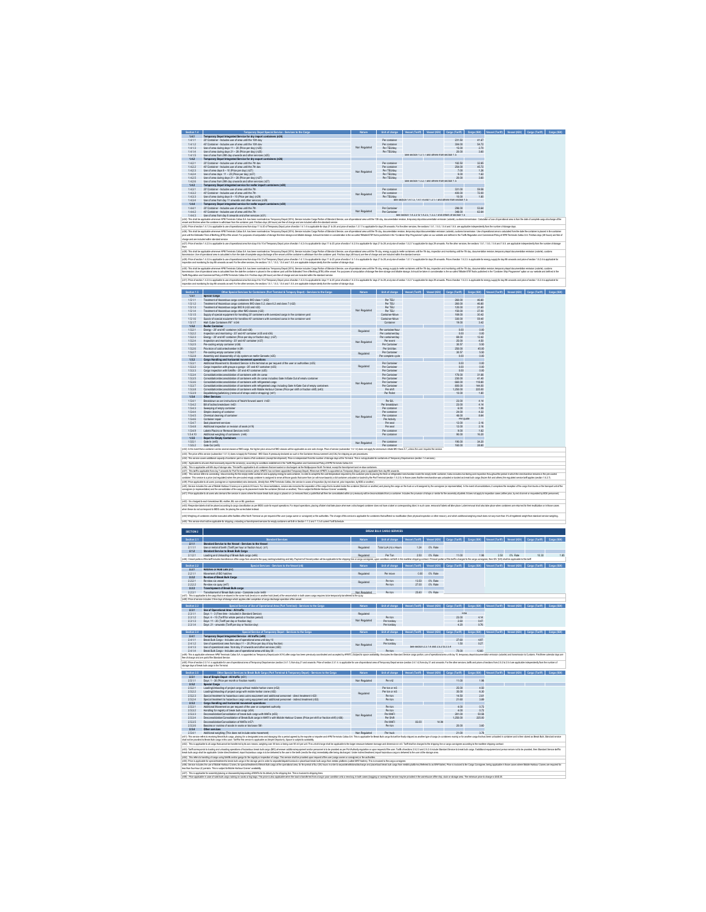| Section 1.4 | Temporary Depot Special Service - Services to the Cargo | Nature | Unit of charge | Vessel (Tariff) | Vessel (IGV) | Cargo (Tariff) | Cargo (IGV) | Vessel (Tariff) | Vessel (IGV) | Cargo (Tariff) | Cargo (IGV) |
|---|---|---|---|---|---|---|---|---|---|---|---|
| **1.4.1** | **Temporary Depot Integrated Service for dry import containers (n24)** | | | | | | | | | | |
| 1.4.1.1 | 20' Container - Includes use of area until the 10th day | Non Regulated | Per container | | | 231.50 | 41.67 | | | | |
| 1.4.1.2 | 40' Container - Includes use of area until the 10th day | | Per container | | | 304.00 | 54.72 | | | | |
| 1.4.1.3 | Use of area during days 11 – 20 (Price per day) (n25) | | Per TEU/day | | | 15.00 | 2.70 | | | | |
| 1.4.1.4 | Use of area during days 21 – 28 (Price per day) (n25) | | Per TEU/day | | | 20.00 | 3.60 | | | | |
| 1.4.1.5 | Use of area from 29th day onwards and other services (n25) | | | See section 1.2.1.1 and others from section 1.5 | | | | | | | |
| **1.4.2** | **Temporary Depot Integrated Service for dry export containers (n26)** | | | | | | | | | | |
| 1.4.2.1 | 20' Container - Includes use of area until the 7th day | Non Regulated | Per container | | | 182.50 | 32.85 | | | | |
| 1.4.2.2 | 40' Container - Includes use of area until the 7th day | | Per container | | | 254.00 | 45.72 | | | | |
| 1.4.2.3 | Use of area days 8 – 10 (Price per day) (n27) | | Per TEU/day | | | 7.00 | 1.26 | | | | |
| 1.4.2.4 | Use of area days 11 – 20 (Price per day) (n27) | | Per TEU/day | | | 9.00 | 1.62 | | | | |
| 1.4.2.5 | Use of area during days 21 – 28 (Price per day) (n27) | | Per TEU/day | | | 20.00 | 3.60 | | | | |
| 1.4.2.6 | Use of area from 29th day onwards and other services (n27) | | | See section 1.2.2.1 and others from section 1.5 | | | | | | | |
| **1.4.3** | **Temporary Depot Integrated service for reefer import containers (n28)** | | | | | | | | | | |
| 1.4.3.1 | 20' Container - Includes use of area until the 7th | Non Regulated | Per container | | | 331.00 | 59.58 | | | | |
| 1.4.3.2 | 40' Container - Includes use of area until the 7th | | Per container | | | 400.00 | 72.00 | | | | |
| 1.4.3.3 | Use of area during days 8 – 10 (Price per day) (n29) | | Per TEU/day | | | 10.00 | 1.80 | | | | |
| 1.4.3.4 | Use of area from day 11 onwards and other services (n29) | | | See section 1.4.1.3, 1.4.1.4 and 1.4.1.5 and others from section 1.5 | | | | | | | |
| **1.4.4** | **Temporary Depot integrated service for reefer export containers (n30)** | | | | | | | | | | |
| 1.4.4.1 | 20' Container - Includes use of area until the 7th | Non Regulated | Per container | | | 298.00 | 53.64 | | | | |
| 1.4.4.2 | 40' Container - Includes use of area until the 7th | | Per container | | | 348.00 | 62.64 | | | | |
| 1.4.4.3 | Use of area from day 8 onwards and other services (n31) | | | See section 1.4.2.3 to 1.4.2.6, 1.3.2.1 and others of section 1.5 | | | | | | | |

| Section 1.5 | Other Special Services for Containers (Port Terminal & Tempory Depot) - Services to the Cargo | Nature | Unit of charge | Vessel (Tariff) | Vessel (IGV) | Cargo (Tariff) | Cargo (IGV) | Vessel (Tariff) | Vessel (IGV) | Cargo (Tariff) | Cargo (IGV) |
|---|---|---|---|---|---|---|---|---|---|---|---|
| **1.5.1** | **Special Cargo** | | | | | | | | | | |
| 1.5.1.1 | Treatment of Hazardous cargo containers IMO class 1 (n32) | Non Regulated | Per TEU | | | 260.00 | 46.80 | | | | |
| 1.5.1.2 | Treatment of Hazardous cargo containers IMO class 5.2, class 6.2 and class 7 (n32) | | Per TEU | | | 260.00 | 46.80 | | | | |
| 1.5.1.3 | Treatment of Hazardous cargo IMO 9 (n32 and n33) | | Per TEU | | | 120.00 | 21.60 | | | | |
| 1.5.1.4 | Treatment of Hazardous cargo other IMO classes (n32) | | Per TEU | | | 150.00 | 27.00 | | | | |
| 1.5.1.5 | Supply of special equipment for handling 20' containers with oversized cargo in the container yard | | Container Move | | | 169.00 | 30.42 | | | | |
| 1.5.1.6 | Supply of special equipment for handling 40' containers with oversized cargo in the container yard | | Container Move | | | 330.00 | 59.40 | | | | |
| 1.5.1.7 | High Cube Container 9'6" (n34) | | Container | | | 19.00 | 3.42 | | | | |
| **1.5.2** | **Reefer Container** | | | | | | | | | | |
| 1.5.2.1 | Energy - 20' and 40' container (n35 and n36) | Regulated | Per container/hour | | | 0.00 | 0.00 | | | | |
| 1.5.2.2 | Inspection and monitoring - 20' and 40' container (n35 and n36) | | Per container/day | | | 0.00 | 0.00 | | | | |
| 1.5.2.3 | Energy - 20' and 40' container (Price per day or fraction day) (n37) | Non Regulated | Per container/day | | | 69.00 | 12.42 | | | | |
| 1.5.2.4 | Inspection and monitoring - 20' and 40' container (n37) | | Per event | | | 25.00 | 4.50 | | | | |
| 1.5.2.5 | Pre-cooling empty container (n38) | | Per Container | | | 30.57 | 5.50 | | | | |
| 1.5.2.6 | Cold treatment (n39) | | Per Container | | | 250.00 | 45.00 | | | | |
| 1.5.2.7 | Pre-cooling empty container (n38) | Regulated | Per Container | | | 30.57 | 5.50 | | | | |
| 1.5.2.8 | Assembly and disassembly of clip system on reefer Gensets (n40) | | Per complete cycle | | | 0.00 | 0.00 | | | | |
| **1.5.3** | **Cargo Handling and horizontal movement operations** | | | | | | | | | | |
| 1.5.3.1 | Additional Movement to Standard Service in the terminal as per request of the user or authorities (n35) | Regulated | Per Container | | | 0.00 | 0.00 | | | | |
| 1.5.3.2 | Cargo inspection with groups o gangs - 20' and 40' container (n35) | | Per Container | | | 0.00 | 0.00 | | | | |
| 1.5.3.3 | Cargo inspection with forklifts - 20' and 40' container (n35) | | Per Container | | | 0.00 | 0.00 | | | | |
| 1.5.3.4 | Consolidation/deconsolidation of containers with dry cargo | Non Regulated | Per Container | | | 176.00 | 31.68 | | | | |
| 1.5.3.5 | Consolidation/deconsolidation of containers with dry cargo: includes Gate In/Gate Out of empty container | | Per Container | | | 230.00 | 41.40 | | | | |
| 1.5.3.6 | Consolidation/deconsolidation of containers with refrigerated cargo | | Per Container | | | 645.00 | 116.10 | | | | |
| 1.5.3.7 | Consolidation/deconsolidation of containers with refrigerated cargo: including Gate In/Gate Out of empty containers | | Per Container | | | 800.00 | 144.00 | | | | |
| 1.5.3.8 | Consolidation/deconsolidation of containers with Mobile Harbour Cranes (Price per shift or fraction shift) (n40) | | Per shift | | | 1,250.00 | 225.00 | | | | |
| 1.5.3.9 | Repalletizing/palletizing (removal of straps and/or strapping) (n41) | | Per Pallet | | | 10.00 | 1.80 | | | | |
| **1.5.4** | **Other Services** | | | | | | | | | | |
| 1.5.4.1 | Breakdown as per instructions of freight forward agent (n42) | Non Regulated | Per B/L | | | 23.00 | 4.14 | | | | |
| 1.5.4.2 | Bill of lading breakdown (n42) | | Per Breakdown | | | 23.00 | 4.14 | | | | |
| 1.5.4.3 | Sweeping of empty container | | Per container | | | 6.00 | 1.08 | | | | |
| 1.5.4.4 | Simple cleaning of container | | Per container | | | 24.00 | 4.32 | | | | |
| 1.5.4.5 | Chemical cleaning of container | | Per container | | | 48.00 | 8.64 | | | | |
| 1.5.4.6 | Container repair | | Per Activity | | | Prior quote | | | | | |
| 1.5.4.7 | Seal placement services | | Per seal | | | 12.00 | 2.16 | | | | |
| 1.5.4.8 | Additional inspection or revision of seals (n19) | | Per seal | | | 12.00 | 2.16 | | | | |
| 1.5.4.9 | Labels Placing or Removal Services (n43) | | Per container | | | 9.00 | 1.62 | | | | |
| 1.5.4.10 | Additional weighing of containers (n44) | | Per container | | | 90.00 | 16.20 | | | | |
| **1.5.5** | **Depot for Empty Containers** | | | | | | | | | | |
| 1.5.5.1 | Gate In (n45) | Non Regulated | Per container | | | 190.00 | 34.20 | | | | |
| 1.5.5.2 | Gate Out (n45) | | Per container | | | 160.00 | 28.80 | | | | |

## SECTION 2 — BREAK BULK CARGO SERVICES

| Section 2.1 | Standard Services | Nature | Unit of charge | Vessel (Tariff) | Vessel (IGV) | Cargo (Tariff) | Cargo (IGV) | Vessel (Tariff) | Vessel (IGV) | Cargo (Tariff) | Cargo (IGV) |
|---|---|---|---|---|---|---|---|---|---|---|---|
| **2.1.1** | **Standard Service to the Vessel - Services to the Vessel** | | | | | | | | | | |
| 2.1.1.1 | Use or rental of berth (Tariff per hour or fraction hour) (n1) | Regulated | Total LoA (m) x Hours | 1.26 | 0% Rate | | | | | | |
| **2.1.2** | **Standard Service to Break Bulk Cargo** | | | | | | | | | | |
| 2.1.2.1 | Loading and Unloading of Break Bulk cargo (n5) | Regulated | Per Ton | 2.50 | 0% Rate | 11.00 | 1.98 | 2.50 | 0% Rate | 10.30 | 1.85 |

| Section 2.2 | Special Services - Services to the Vessel (n4) | Nature | Unit of charge | Vessel (Tariff) | Vessel (IGV) | Cargo (Tariff) | Cargo (IGV) | Vessel (Tariff) | Vessel (IGV) | Cargo (Tariff) | Cargo (IGV) |
|---|---|---|---|---|---|---|---|---|---|---|---|
| **2.2.1** | **Hatches or Hold Lids (n7)** | | | | | | | | | | |
| 2.2.1.1 | Movement of ISO hatches | Regulated | Per move | 0.00 | 0% Rate | | | | | | |
| **2.2.2** | **Re-stow of Break Bulk Cargo** | | | | | | | | | | |
| 2.2.2.1 | Re-stow via vessel | Regulated | Per ton | 13.02 | 0% Rate | | | | | | |
| 2.2.2.2 | Re-stow via quay (n47) | | Per ton | 27.00 | 0% Rate | | | | | | |
| **2.2.3** | **Transhipment of Break Bulk cargo** | | | | | | | | | | |
| 2.2.3.1 | Transhipment of Break Bulk cargo - Complete cycle (n48) | Non Regulated | Per ton | 29.60 | 0% Rate | | | | | | |

| Section 2.3 | Special Service of Use of Operational Area (Port Terminal) - Services to the Cargo | Nature | Unit of charge | Vessel (Tariff) | Vessel (IGV) | Cargo (Tariff) | Cargo (IGV) | Vessel (Tariff) | Vessel (IGV) | Cargo (Tariff) | Cargo (IGV) |
|---|---|---|---|---|---|---|---|---|---|---|---|
| **2.3.1** | **Use of Operational Area - All traffic** | | | | | | | | | | |
| 2.3.1.1 | Days: 1 - 3 (Free time - included in Standard Service) | Regulated | | | | Free | | | | | |
| 2.3.1.2 | Days: 4 - 10 (Tariff for whole period or fraction period) | Non Regulated | Per ton | | | 23.00 | 4.14 | | | | |
| 2.3.1.3 | Days: 11 - 20 (Tariff per day or fraction day) | | Per ton/day | | | 2.60 | 0.47 | | | | |
| 2.3.1.4 | Days: 21 - onwards (Tariff per day or fraction day) | | Per ton/day | | | 4.20 | 0.76 | | | | |

| Section 2.4 | Special Service of Temporary Depot - Services to the Cargo | Nature | Unit of charge | Vessel (Tariff) | Vessel (IGV) | Cargo (Tariff) | Cargo (IGV) | Vessel (Tariff) | Vessel (IGV) | Cargo (Tariff) | Cargo (IGV) |
|---|---|---|---|---|---|---|---|---|---|---|---|
| **2.4.1** | **Temporary Depot Integrated Service - All traffic (n49)** | | | | | | | | | | |
| 2.4.1.1 | Break Bulk Cargo - Includes use of operational area until day 10 | Non Regulated | Per ton | | | 27.60 | 4.97 | | | | |
| 2.4.1.2 | Use of operational area from days 11 – 20 (Price per day of day fraction) | | Per ton/day | | | 1.50 | 0.27 | | | | |
| 2.4.1.3 | Use of operational area from day 21 onwards and other services (n50) | | | See section 2.3.1.4 and 2.5.2 to 2.5.4 | | | | | | | |
| 2.4.1.4 | Break Bulk Cargo - Includes use of operational area until day 30 | | Per ton | | | 70.00 | 12.60 | | | | |

| Section 2.5 | Other Special Services to Break Bulk Cargo (Port Terminal & Temporary Depot) - Services to the Cargo | Nature | Unit of charge | Vessel (Tariff) | Vessel (IGV) | Cargo (Tariff) | Cargo (IGV) | Vessel (Tariff) | Vessel (IGV) | Cargo (Tariff) | Cargo (IGV) |
|---|---|---|---|---|---|---|---|---|---|---|---|
| **2.5.1** | **Use of Simple Depot - All traffic (n51)** | | | | | | | | | | |
| 2.5.1.1 | Days: 1 - 30 (Price per month or fraction month) | Non Regulated | Per m2 | | | 11.00 | 1.98 | | | | |
| **2.5.2** | **Special Cargo** | | | | | | | | | | |
| 2.5.2.1 | Loading/Unloading of project cargo without mobile harbour crane (n52) | Regulated | Per ton or m3 | | | 25.00 | 4.50 | | | | |
| 2.5.2.2 | Loading/Unloading of project cargo with mobile harbour crane (n52) | | Per ton or m3 | | | 35.00 | 6.30 | | | | |
| 2.5.2.3 | Special treatment to hazardous cargo using equipment and additional personnel - direct treatment (n53) | | Per ton | | | 14.50 | 2.61 | | | | |
| 2.5.2.4 | Special treatment to hazardous cargo using equipment and additional personnel - indirect treatment (n53) | | Per ton | | | 21.60 | 3.89 | | | | |
| **2.5.3** | **Cargo Handling and horizontal movement operations** | | | | | | | | | | |
| 2.5.3.1 | Additional Movement as per request of the user or competent authority | Non Regulated | Per ton | | | 4.00 | 0.72 | | | | |
| 2.5.3.2 | Handling for registry of break bulk cargo (n54) | | Per ton | | | 4.00 | 0.72 | | | | |
| 2.5.3.3 | Deconsolidation/Consolidation of break bulk cargo with MAFIs (n55) | | Per MAFI | | | 281.00 | 50.58 | | | | |
| 2.5.3.4 | Deconsolidation/Consolidation of Break Bulk cargo in MAFI's with Mobile Harbour Cranes (Price per shift or fraction shift) (n56) | | Per Shift | | | 1,250.00 | 225.00 | | | | |
| 2.5.3.5 | Deconsolidation/Consolidation of MAFIs (n57) | | Per MAFI | 83.00 | 14.94 | | | | | | |
| 2.5.3.6 | Bascoro or routing of goods in sacks or big bags (58) | | Per ton | | | 20.00 | 3.60 | | | | |
| **2.5.4** | **Other services** | | | | | | | | | | |
| 2.5.4.1 | Additional weighing (This does not include extra movement) | Non Regulated | Per truck | | | 21.00 | 3.78 | | | | |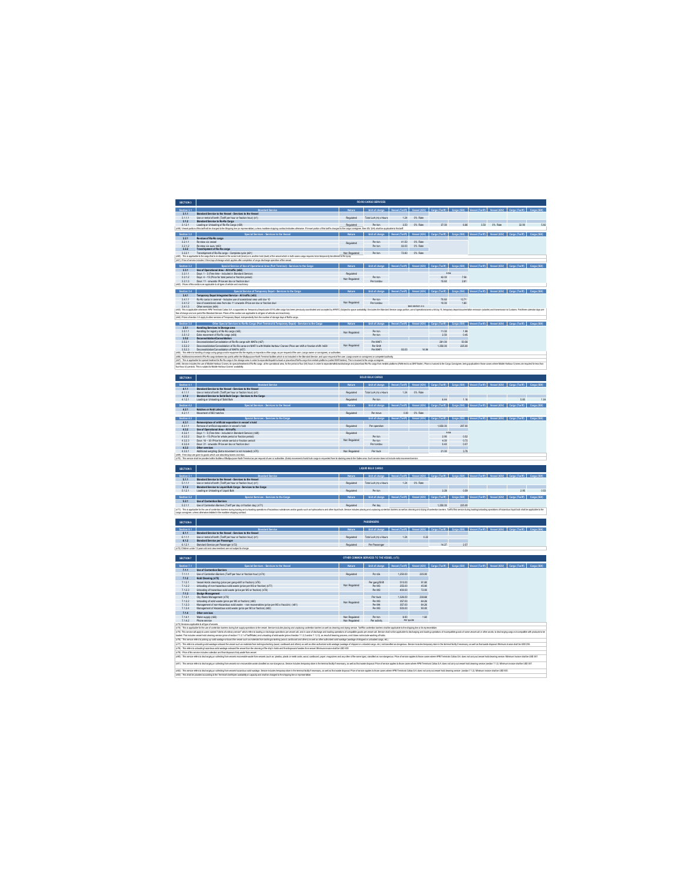## SECTION 3 — RO-RO CARGO SERVICES

| Section 3.1 | Standard Service | Nature | Unit of charge | Vessel (Tariff) | Vessel (IGV) | Cargo (Tariff) | Cargo (IGV) | Vessel (Tariff) | Vessel (IGV) | Cargo (Tariff) | Cargo (IGV) |
|---|---|---|---|---|---|---|---|---|---|---|---|
| **3.1.1** | **Standard Service to the Vessel - Services to the Vessel** | | | | | | | | | | |
| 3.1.1.1 | Use or rental of berth (Tariff per hour or fraction hour) (n1) | Regulated | Total LoA (m) x Hours | 1.24 | 0% Rate | | | | | | |
| **3.1.2** | **Standard Service to Ro-Ro Cargo** | | | | | | | | | | |
| 3.1.2.1 | Loading or Unloading of Ro-Ro Cargo (n58) | Regulated | Per ton | 3.50 | 0% Rate | 37.00 | 6.66 | 3.50 | 0% Rate | 32.90 | 5.92 |

(n58): Vessel portion of this tariff will be charged to the shipping line (or its representative) unless maritime shipping contract indicates otherwise. If vessel portion of this tariff is charged to the cargo consignee, then IGV (VAT) shall be applicable to this tariff.

| Section 3.2 | Special Services - Services to the Vessel | Nature | Unit of charge | Vessel (Tariff) | Vessel (IGV) | Cargo (Tariff) | Cargo (IGV) | Vessel (Tariff) | Vessel (IGV) | Cargo (Tariff) | Cargo (IGV) |
|---|---|---|---|---|---|---|---|---|---|---|---|
| **3.2.1** | **Re-stow of Ro-Ro cargo** | | | | | | | | | | |
| 3.2.1.1 | Re-stow via vessel | Regulated | Per ton | 41.50 | 0% Rate | | | | | | |
| 3.2.1.2 | Re-stow via quay (n60) | | Per ton | 83.00 | 0% Rate | | | | | | |
| **3.2.2** | **Transhipment of Ro-Ro cargo** | | | | | | | | | | |
| 3.2.2.1 | Transhipment of Ro-Ro cargo - Complete cycle (n61) | Non Regulated | Per ton | 72.80 | 0% Rate | | | | | | |

(n60): This is applicable to the cargo that is re-stowed in the same hold (level) or in another hold (level) of the vessel which in both cases cargo requires to be temporarily transferred to the quay.
(n61): Price of service includes 3 free days of storage which applies after completion of cargo discharge operation of the vessel.

| Section 3.3 | Special Service of Use of Operational Area (Port Terminal) - Services to the Cargo | Nature | Unit of charge | Vessel (Tariff) | Vessel (IGV) | Cargo (Tariff) | Cargo (IGV) | Vessel (Tariff) | Vessel (IGV) | Cargo (Tariff) | Cargo (IGV) |
|---|---|---|---|---|---|---|---|---|---|---|---|
| **3.3.1** | **Use of Operational Area - All traffic (n62)** | | | | | | | | | | |
| 3.3.1.1 | Days: 1 - 3 (Free time - included in Standard Service) | Regulated | | | | Free | | | | | |
| 3.3.1.2 | Days: 4 - 10 (Price for total period or fraction period) | Non Regulated | Per ton | | | 42.00 | 7.56 | | | | |
| 3.3.1.3 | Days: 11 - onwards (Price per day or fraction day) | | Per ton/day | | | 15.60 | 2.81 | | | | |

(n62): Prices of this section are applicable to all types of vehicle and machinery.

| Section 3.4 | Special Service of Temporary Depot - Services to the Cargo | Nature | Unit of charge | Vessel (Tariff) | Vessel (IGV) | Cargo (Tariff) | Cargo (IGV) | Vessel (Tariff) | Vessel (IGV) | Cargo (Tariff) | Cargo (IGV) |
|---|---|---|---|---|---|---|---|---|---|---|---|
| **3.4.1** | **Temporary Depot Integrated Service - All traffic (n63)** | | | | | | | | | | |
| 3.4.1.1 | Ro-Ro cargo in general - Includes use of operational area until day 10 | Non Regulated | Per ton | | | 70.60 | 12.71 | | | | |
| 3.4.1.2 | Use of operational area from day 11 onwards (Price per day or fraction day) | | Per ton/day | | | 10.00 | 1.80 | | | | |
| 3.4.1.3 | Other services (n64) | | | See section 3.5 | | | | | | | |

(n63): This is applicable whenever APM Terminals Callao S.A. is appointed as Temporary Depot (code 3014) after cargo has been previously coordinated and accepted by APMTC (Subject to space availability). Includes the Standard Service cargo portion, use of operational area until day 10, temporary depot documentation emission (volante) and transmission to Customs. First three calendar days are free of charge and are part of the Standard Service. Prices of this section are applicable to all types of vehicles and machinery.
(n64): Prices of section 3.5 apply to other services of Temporary Depot, independently from the number of storage days of Ro-Ro cargo.

| Section 3.5 | Other Special Services to Ro-Ro Cargo (Port Terminal & Temporary Depot) - Services to the Cargo | Nature | Unit of charge | Vessel (Tariff) | Vessel (IGV) | Cargo (Tariff) | Cargo (IGV) | Vessel (Tariff) | Vessel (IGV) | Cargo (Tariff) | Cargo (IGV) |
|---|---|---|---|---|---|---|---|---|---|---|---|
| **3.5.1** | **Handling Services in Storage area** | | | | | | | | | | |
| 3.5.1.1 | Handling for registry of Ro-Ro cargo (n65) | Non Regulated | Per ton | | | 11.00 | 1.98 | | | | |
| 3.5.1.2 | Extra movement of Ro-Ro cargo (n66) | | Per ton | | | 2.50 | 0.45 | | | | |
| **3.5.2** | **Deconsolidation/Consolidation** | | | | | | | | | | |
| 3.5.2.1 | Deconsolidation/Consolidation of Ro-Ro cargo with MAFIs (n67) | Non Regulated | Per MAFI | | | 281.00 | 50.58 | | | | |
| 3.5.2.2 | Deconsolidation/Consolidation of Ro-Ro cargo in MAFI's with Mobile Harbour Cranes (Price per shift or fraction shift) (n68) | | Per Shift | | | 1,250.00 | 225.00 | | | | |
| 3.5.2.3 | Deconsolidation/Consolidation of MAFIs (n67) | | Per MAFI | 83.00 | 14.94 | | | | | | |

(n65): This refers to handling of cargo using gangs and/or equipment for the registry or inspection of the cargo, as per request of the user, cargo owner or consignee, or authorities.
(n66): Additional movement of Ro-Ro cargo between two points within the Multipurpose North Terminal facilities which is not included in the Standard Service, and upon request of the user, cargo owner or consignee) or competent authority.
(n67): This is applicable for special treatment to Ro-Ro cargo in the storage area in order to separate/liquidate/unload or place/load Ro-Ro cargo from rentable platforms (called MAFI trailer). This is invoiced to the cargo consignee.
(n68): Service includes the use of Mobile Harbour Cranes for special treatment of Ro-Ro cargo at the operational area, for the period of four (04) hours in order to separate/liquidate/discharge and place/load Ro-Ro cargo from rentable platforms (Referred to as MAFI trailer). Price is invoiced to the Cargo Consignee, bed guys/stakes in those cases where Mobile Harbour Cranes are required for less than four hours of periods. This is subject to Mobile Harbour Cranes' availability.

## SECTION 4 — SOLID BULK CARGO

| Section 4.1 | Standard Service | Nature | Unit of charge | Vessel (Tariff) | Vessel (IGV) | Cargo (Tariff) | Cargo (IGV) | Vessel (Tariff) | Vessel (IGV) | Cargo (Tariff) | Cargo (IGV) |
|---|---|---|---|---|---|---|---|---|---|---|---|
| **4.1.1** | **Standard Service to the Vessel - Services to the Vessel** | | | | | | | | | | |
| 4.1.1.1 | Use or rental of berth (Tariff per hour or fraction hour) (n1) | Regulated | Total LoA (m) x Hours | 1.24 | 0% Rate | | | | | | |
| **4.1.2** | **Standard Service to Solid Bulk Cargo - Services to the Cargo** | | | | | | | | | | |
| 4.1.2.1 | Loading or Unloading of Solid Bulk | Regulated | Per ton | | | 6.44 | 1.16 | | | 5.80 | 1.04 |

| Section 4.2 | Special Services - Services to the Vessel | Nature | Unit of charge | Vessel (Tariff) | Vessel (IGV) | Cargo (Tariff) | Cargo (IGV) | Vessel (Tariff) | Vessel (IGV) | Cargo (Tariff) | Cargo (IGV) |
|---|---|---|---|---|---|---|---|---|---|---|---|
| **4.2.1** | **Hatches or Hold Lids (n6)** | | | | | | | | | | |
| 4.2.1.1 | Movement of ISO hatches | Regulated | Per move | 0.80 | 0% Rate | | | | | | |

| Section 4.3 | Special Services - Services to the Cargo | Nature | Unit of charge | Vessel (Tariff) | Vessel (IGV) | Cargo (Tariff) | Cargo (IGV) | Vessel (Tariff) | Vessel (IGV) | Cargo (Tariff) | Cargo (IGV) |
|---|---|---|---|---|---|---|---|---|---|---|---|
| **4.3.1** | **Remove/place of artificial separation in vessel's hold** | | | | | | | | | | |
| 4.3.1.1 | Removal of artificial separation in vessel's hold | Regulated | Per operation | | | 1,650.00 | 297.00 | | | | |
| **4.3.2** | **Use of Operational Area - All traffic** | | | | | | | | | | |
| 4.3.2.1 | Days: 1 - 5 (Free time - included in Standard Service) (n69) | Regulated | | | | Free | | | | | |
| 4.3.2.2 | Days: 6 - 15 (Price for whole period or fraction period) | Non Regulated | Per ton | | | 2.90 | 0.52 | | | | |
| 4.3.2.3 | Days: 16 - 30 (Price for whole period or fraction period) | | Per ton | | | 4.00 | 0.72 | | | | |
| 4.3.2.4 | Days: 31 - onwards (Price per day or fraction day) | | Per ton/day | | | 0.40 | 0.07 | | | | |
| **4.3.3** | **Other services** | | | | | | | | | | |
| 4.3.3.1 | Additional weighing (Extra movement is not included) (n70) | Non Regulated | Per truck | | | 21.00 | 3.78 | | | | |

(n69): Free days are given to goods which are absorbing leaves and silos.
(n70): This service shall be provided within facilities of Multipurpose North Terminal as per request of user or authorities. (Vehicle) movement of solid bulk cargo is requested from its stacking area to the Gates area. Such service does not include extra movement service.

## SECTION 5 — LIQUID BULK CARGO

| Section 5.1 | Standard Service | Nature | Unit of charge | Vessel (Tariff) | Vessel (IGV) | Cargo (Tariff) | Cargo (IGV) | Vessel (Tariff) | Vessel (IGV) | Cargo (Tariff) | Cargo (IGV) |
|---|---|---|---|---|---|---|---|---|---|---|---|
| **5.1.1** | **Standard Service to the Vessel - Services to the Vessel** | | | | | | | | | | |
| 5.1.1.1 | Use or rental of berth (Tariff per hour or fraction hour) (n1) | Regulated | Total LoA (m) x Hours | 1.24 | 0% Rate | | | | | | |
| **5.1.2** | **Standard Service to Liquid Bulk Cargo - Services to the Cargo** | | | | | | | | | | |
| 5.1.2.1 | Loading or Unloading of Liquid Bulk | Regulated | Per ton | | | 3.28 | 0.59 | | | 2.95 | 0.53 |

| Section 5.2 | Special Services - Services to the Cargo | Nature | Unit of charge | Vessel (Tariff) | Vessel (IGV) | Cargo (Tariff) | Cargo (IGV) | Vessel (Tariff) | Vessel (IGV) | Cargo (Tariff) | Cargo (IGV) |
|---|---|---|---|---|---|---|---|---|---|---|---|
| **5.2.1** | **Use of Contention Barriers** | | | | | | | | | | |
| 5.2.1.1 | Use of Contention Barriers (Tariff per day or fraction day) (n71) | Regulated | Per day | | | 1,250.00 | 225.00 | | | | |

(n71): This is applicable for the use of contention barriers during docking and unloading operations of hazardous substances and/or goods such as hydrocarbons and other liquid bulk. Service includes placing and unplacing contention barriers as well as cleaning and drying of contention barriers. Tariff of this service during loading/unloading operations of hazardous liquid bulk shall be applicable to the cargo consignee, unless otherwise detailed in the maritime shipping contract.

## SECTION 6 — PASSENGERS

| Section 6.1 | Standard Service | Nature | Unit of charge | Vessel (Tariff) | Vessel (IGV) | Cargo (Tariff) | Cargo (IGV) | Vessel (Tariff) | Vessel (IGV) | Cargo (Tariff) | Cargo (IGV) |
|---|---|---|---|---|---|---|---|---|---|---|---|
| **6.1.1** | **Standard Service to the Vessel - Services to the Vessel** | | | | | | | | | | |
| 6.1.1.1 | Use or rental of berth (Tariff per hour or fraction hour) (n1) | Regulated | Total LoA (m) x Hours | 1.24 | 0.22 | | | | | | |
| **6.1.2** | **Standard Service per Passenger** | | | | | | | | | | |
| 6.1.2.1 | Standard Service per Passenger (n72) | Regulated | Per Passenger | | | 14.27 | 2.57 | | | | |

(n72): Children under 12 years old and crew members are not subject to charge.

## SECTION 7 — OTHER COMMON SERVICES TO THE VESSEL (n73)

| Section 7.1 | Special Services - Services to the Vessel | Nature | Unit of charge | Vessel (Tariff) | Vessel (IGV) | Cargo (Tariff) | Cargo (IGV) | Vessel (Tariff) | Vessel (IGV) | Cargo (Tariff) | Cargo (IGV) |
|---|---|---|---|---|---|---|---|---|---|---|---|
| **7.1.1** | **Use of Contention Barriers** | | | | | | | | | | |
| 7.1.1.1 | Use of Contention Barriers (Tariff per hour or fraction hour) (n74) | Regulated | Per day | 1,250.00 | 225.00 | | | | | | |
| **7.1.2** | **Hold Cleaning (n75)** | | | | | | | | | | |
| 7.1.2.1 | Vessel Holds cleaning (price per gang-shift or fraction) (n76) | Non Regulated | Per gang/Shift | 510.00 | 91.80 | | | | | | |
| 7.1.2.2 | Unloading of non-hazardous solid waste (price per M3 or fraction) (n77) | | Per M3 | 255.00 | 45.90 | | | | | | |
| 7.1.2.3 | Unloading of hazardous solid waste (price per M3 or fraction) (n78) | | Per M3 | 400.00 | 72.00 | | | | | | |
| **7.1.3** | **Sludge Management** | | | | | | | | | | |
| 7.1.3.1 | Oily Waste Management (n79) | Non Regulated | Per truck | 1,328.00 | 239.04 | | | | | | |
| 7.1.3.2 | Unloading of solid waste (price per M3 or fraction) (n80) | | Per M3 | 357.00 | 64.26 | | | | | | |
| 7.1.3.3 | Management of non-hazardous solid waste - non recoverable (price per M3 or fraction) (n81) | | Per M3 | 357.00 | 64.26 | | | | | | |
| 7.1.3.4 | Management of hazardous solid waste (price per M3 or fraction) (n82) | | Per M3 | 500.00 | 90.00 | | | | | | |
| **7.1.4** | **Other services** | | | | | | | | | | |
| 7.1.4.1 | Water supply (n83) | Non Regulated | Per ton | 8.90 | 1.60 | | | | | | |
| 7.1.4.2 | Phone service | Non Regulated | Per activity | Per quote | | | | | | | |

(n73): Services applicable to all type of vessels.
(n74): This is applicable for the use of contention barriers during fuel supply operations to the vessel. Service includes placing and unplacing contention barriers as well as cleaning and drying of contention barriers. Tariff of this service shall be applicable to the shipping line or its representative.
(n75): This service will apply to users named "clients of ordinary service" which refers to loading or discharge operations per vessel call, and in case of discharge and loading operations of compatible goods per same vessel call. Service shall not be applicable to discharging and loading operations of incompatible goods of same vessel call or other words, to discharging cargo not compatible with products to be loaded. This includes vessel hold cleaning service (price of section 7.1.2.1 of Tariff Table) and unloading of solid waste (price of section 7.1.2.2 and/or 7.1.2.3), as result of cleaning process, and it does not include washing of holds.
(n76): This service refers to picking up solid waste generated on board the vessel such as materials from lashing/unlashing (wood, cardboard and others) as well as other authorized solid wastage (wastage of shipped or unloaded cargo, etc.).
(n77): This refers to unloading solid wastage on board the vessel such as materials from lashing/unlashing (wood, cardboard and others) as well as other authorized solid wastage (wastage of shipped or unloaded cargo, etc.) not classified as dangerous. Service includes temporary store in the terminal facility if necessary, as well as final waste disposal. Minimum invoice shall be USD 250.
(n78): This refers to unloading of hazardous solid wastage on board the vessel from the cleaning of the ship's holds and final disposal of wastes from vessel. Minimum invoice shall be USD 400.
(n79): Price of this service includes collection and final disposal of oily waste from vessel.
(n80): This service refers to discharging or collecting from vessels recoverable waste from vessels (such as: plastics, plastic or metal cans, wood, cardboard, paper, magazines and any other of the same type), classified as non-dangerous. Price of service applies to those cases where APM Terminals Callao S.A. does not carry out vessel hold cleaning service. Minimum invoice shall be USD 357.
(n81): This service refers to discharging or collecting from vessels non recoverable waste classified as non-dangerous. Service includes temporary store in the terminal facility if necessary, as well as the waste disposal. Price of service applies to those cases where APM Terminals Callao S.A. does not carry out vessel hold cleaning service (section 7.1.2). Minimum invoice shall be USD 357.
(n82): This service refers to discharging or collecting from vessels hazardous solid wastage. Service includes temporary store in the terminal facility if necessary, as well as the waste disposal. Price of service applies to those cases where APM Terminals Callao S.A. does not carry out vessel hold cleaning service (section 7.1.2). Minimum invoice shall be USD 500.
(n83): This shall be provided according to the Terminal's berth/pier availability (or capacity) and shall be charged to the shipping line or representative.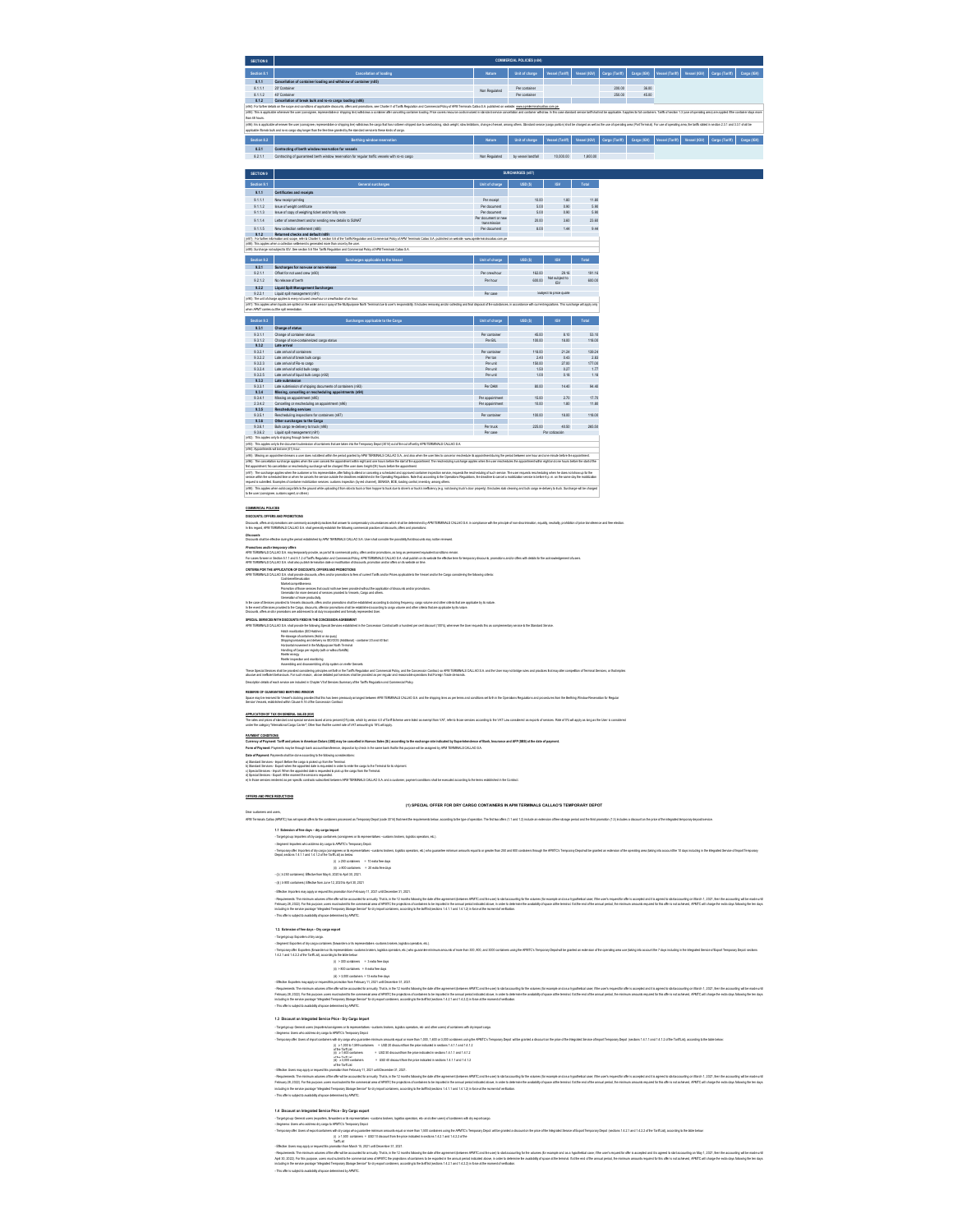| SECTION 8 | COMMERCIAL POLICIES (n64) | | | | | | | | | | | |
|---|---|---|---|---|---|---|---|---|---|---|---|---|
| Section 8.1 | Cancellation of loading | Nature | Unit of charge | Vessel (Tariff) | Vessel (IGV) | Cargo (Tariff) | Cargo (IGV) | Vessel (Tariff) | Vessel (IGV) | Cargo (Tariff) | Cargo (IGV) |
| 8.1.1 | Cancellation of container loading and withdraw of container (n65) | | | | | | | | | | |
| 8.1.1.1 | 20' Container | Non Regulated | Per container | | | 200.00 | 36.00 | | | | |
| 8.1.1.2 | 40' Container | | Per container | | | 250.00 | 45.00 | | | | |
| 8.1.2 | Cancellation of break bulk and ro-ro cargo loading (n66) | | | | | | | | | | |

(n64): For further details on the scope and conditions of applicable discounts, offers and promotions, see Chapter 9 of Tariffs Regulation and Commercial Policy of APM Terminals Callao S.A. published on website: www.apmterminalscallao.com.pe

(n65): This is applicable whenever the user (consignee, representative or shipping line) withdraws a container after cancelling container loading. Price covers resource costs incurred in service (container cancellation and container withdraw. In this case standard service tariff shall not be applicable. Supplies for full containers. Tariffs of section 1.3 (use of operating area) are applied if the container stays more than 48 hours.

(n66): It is applicable whenever the user (consignee, representative or shipping line) withdraws the cargo that has not been shipped due to overbooking, stack weight, stow limitations, change of vessel, among others. Standard service (cargo portion) shall be charged as well as the use of operating area (Port Terminal). For use of operating area, the tariffs stated in section 2.3.7 and 2.3.1 shall be applicable if break bulk and ro-ro cargo stay longer than the free time granted by the standard service to these kinds of cargo.

| Section 8.2 | Berthing window reservation | Nature | Unit of charge | Vessel (Tariff) | Vessel (IGV) | Cargo (Tariff) | Cargo (IGV) | Vessel (Tariff) | Vessel (IGV) | Cargo (Tariff) | Cargo (IGV) |
|---|---|---|---|---|---|---|---|---|---|---|---|
| 8.2.1 | Contracting of berth window reservation for vessels | | | | | | | | | | |
| 8.2.1.1 | Contracting of guaranteed berth window reservation for regular traffic vessels with ro-ro cargo | Non Regulated | by vessel berthed | 10,000.00 | 1,800.00 | | | | | | |

| SECTION 9 | SURCHARGES (n67) | | | | |
|---|---|---|---|---|---|
| Section 9.1 | General surcharges | Unit of charge | USD ($) | IGV | Total |
| 9.1.1 | Certificates and receipts | | | | |
| 9.1.1.1 | New receipt printing | Per receipt | 10.00 | 1.80 | 11.80 |
| 9.1.1.2 | Issue of weight certificate | Per document | 5.00 | 0.90 | 5.90 |
| 9.1.1.3 | Issue of copy of weighing ticket and/or tally note | Per document | 5.00 | 0.90 | 5.90 |
| 9.1.1.4 | Letter of amendment and/or sending new details to SUNAT | Per document or new transmission | 20.00 | 3.60 | 23.60 |
| 9.1.1.5 | New collection settlement (n68) | Per document | 8.00 | 1.44 | 9.44 |
| 9.1.2 | Returned checks and default (n69) | | | | |

(n67): For further information and scope, refer to Chapter 8, section 8.6 of the Tariffs Regulation and Commercial Policy of APM Terminals Callao S.A. published on website: www.apmterminalscallao.com.pe

(n68): This applies when a collection settlement is generated more than once by the user.

(n69): Surcharge not subject to IGV. See section 8.6 the Tariff Regulation and Commercial Policy of APM Terminals Callao S.A.

| Section 9.2 | Surcharges applicable to the Vessel | Unit of charge | USD ($) | IGV | Total |
|---|---|---|---|---|---|
| 9.2.1 | Surcharges for non-use or non-release | | | | |
| 9.2.1.1 | Offset for not used crew (n70) | Per crew/hour | 162.00 | 29.16 | 191.16 |
| 9.2.1.2 | No release of berth | Per hour | 600.00 | Not subject to IGV | 600.00 |
| 9.2.2 | Liquid Spill Management Surcharges | | | | |
| 9.2.2.1 | Liquid spill management (n71) | Per case | Subject to price quote | | |

(n70): The unit of charge applies to every not used crew/hour or crew/fraction of an hour.

(n71): This applies when liquids are spilled on the water area or quay of the Multipurpose North Terminal due to user's responsibility. It includes removing and/or collecting and final disposal of the substances, in accordance with current regulations. This surcharge will apply only when APMT carries out the spill remediation.

| Section 9.3 | Surcharges applicable to the Cargo | Unit of charge | USD ($) | IGV | Total |
|---|---|---|---|---|---|
| 9.3.1 | Change of status | | | | |
| 9.3.1.1 | Change of container status | Per container | 45.00 | 8.10 | 53.10 |
| 9.3.1.2 | Change of non-containerized cargo status | Per B/L | 100.00 | 18.00 | 118.00 |
| 9.3.2 | Late arrival | | | | |
| 9.3.2.1 | Late arrival of containers | Per container | 118.00 | 21.24 | 139.24 |
| 9.3.2.2 | Late arrival of break bulk cargo | Per ton | 2.40 | 0.43 | 2.83 |
| 9.3.2.3 | Late arrival of Ro-ro cargo | Per unit | 150.00 | 27.00 | 177.00 |
| 9.3.2.4 | Late arrival of solid bulk cargo | Per unit | 1.50 | 0.27 | 1.77 |
| 9.3.2.5 | Late arrival of liquid bulk cargo (n92) | Per unit | 1.00 | 0.18 | 1.18 |
| 9.3.3 | Late submission | | | | |
| 9.3.3.1 | Late submission of shipping documents of containers (n93) | Per DAM | 80.00 | 14.40 | 94.40 |
| 9.3.4 | Missing, cancelling or rescheduling appointments (n94) | | | | |
| 9.3.4.1 | Missing an appointment (n95) | Per appointment | 15.00 | 2.70 | 17.70 |
| 9.3.4.2 | Cancelling or rescheduling an appointment (n96) | Per appointment | 10.00 | 1.80 | 11.80 |
| 9.3.5 | Rescheduling services | | | | |
| 9.3.5.1 | Rescheduling inspections for containers (n97) | Per container | 100.00 | 18.00 | 118.00 |
| 9.3.6 | Other surcharges to the Cargo | | | | |
| 9.3.6.1 | Bulk cargo re-delivery to truck (n98) | Per truck | 225.00 | 40.50 | 265.50 |
| 9.3.6.2 | Liquid spill management (n91) | Per case | Per cotización | | |

(n92) : This applies only to shipping through tanker trucks.

(n93) : This applies only to the document submission of containers that are taken into the Temporary Depot (3014) out of that offered by APM TERMINALS CALLAO S.A.

(n94) : Appointments will become 01 hour.

(n95) : Missing an appointment means a user does not attend within the period granted by APM TERMINALS CALLAO S.A., and also when the user fails to cancel or reschedule its appointment during the period between one hour and one minute before the appointment.

(n96) : The cancellation surcharge applies when the user cancels the appointment within eight and one hours before the start of the appointment. The rescheduling surcharge applies when the user reschedules the appointment within eight and one hours before the start of the first appointment. No cancellation or rescheduling surcharge will be charged if the user does it eight (8) hours before the appointment.

(n97) : The surcharge applies when the customer or his representative, after failing to attend or canceling a scheduled and approved container inspection service, requests the rescheduling of such service. The user requests rescheduling when he does not show up for the service within the scheduled time or when he cancels the service outside the deadlines established in the Operations Regulations. Note that according to the Operations Regulations, the cancellation of a rescheduling service request is accepted. Examples of container mobilization services: customs inspection (by end channel), SENASA, BSE, loading control, weighing, among others.

(n98) : This applies when solid cargo falls to the ground while uploading it from silo to truck or from hopper to truck due to drivers or truck's inefficiency (e.g. not closing truck's hatch properly). It includes slab cleaning and bulk cargo re-delivery to truck. Surcharge will be charged to the user (consignee, customs agent or others).

## COMMERCIAL POLICIES

### DISCOUNTS, OFFERS AND PROMOTIONS

Discounts, offers and promotions are commonly accepted procedures that answer to compensatory circumstances which shall be determined by APM TERMINALS CALLAO S.A. in compliance with the principle of non-discrimination, equality, neutrality, prohibition of price interference and free election. In this regard, APM TERMINALS CALLAO S.A. shall generally establish the following commercial practices of discounts, offers and promotions:

**Discounts**
Discounts shall be effective during the period established by APM TERMINALS CALLAO S.A. User shall consider the possibility that discounts may not be renewed.

**Promotions and/or temporary offers**
APM TERMINALS CALLAO S.A. may temporarily provide, as part of its commercial policy, offers and/or promotions, as long as permanent regulated conditions remain.
For cases foreseen in Section 9.1.7 and 9.1.2 of Tariffs Regulation and Commercial Policy, APM TERMINALS CALLAO S.A. shall publish on its website the effective term for temporary discounts, promotions and/or offers with details for the use/management of users.
APM TERMINALS CALLAO S.A. shall also publish the termination date or modification of discounts, promotions and/or offers on its website on time.

**CRITERIA FOR THE APPLICATION OF DISCOUNTS, OFFERS AND PROMOTIONS**
APM TERMINALS CALLAO S.A. shall provide discounts, offers and/or promotions to fees of current Tariffs and/or Prices applicable to the Vessel and/or the Cargo considering the following criteria:
- Customer/fees structure
- Market competitiveness
- Promotion of those services that could not have been provided without the application of discounts and/or promotions.
- Generation the more demand of services provided to Vessels, Cargo and others.
- Generation of more productivity.

In the case of Services provided to Vessels discounts, offers and/or promotions shall be established according to docking frequency, cargo volume and other criteria that are applicable by its nature.
In the event of Services provided to the Cargo, discounts, offers or promotions shall be established according to cargo volume and other criteria that are applicable by its nature.
Discounts, offers and/or promotions are addressed to all duly incorporated and formally represented User.

**SPECIAL SERVICES WITH DISCOUNTS FIXED IN THE CONCESSION AGREEMENT**
APM TERMINALS CALLAO S.A. shall provide the following Special Services established in the Concession Contract with a hundred per cent discount (100%), whenever the User requests this as complementary service to the Standard Service:
- Hatch mobilization (ISO Hatches)
- Re-stowage of containers (Hold or via quay)
- Shipping/unloading and delivery via ISO/ODO (Additional) - container 20 and 40 feet
- Horizontal movement in the Multipurpose North Terminal
- Handling of Cargo per registry (bulk or without forklifts)
- Reefer energy
- Reefer inspection and monitoring
- Assembling and disassembling of clip system on reefer Gensets

These Special Services shall be provided considering principles set forth in the Tariffs Regulation and Commercial Policy, and the Concession Contract so APM TERMINALS CALLAO S.A. and the User may not bridge rules and practices that may offer competition of Terminal Services, or that implies abusive and inefficient behaviours. For such reason, whoever defaulted services shall be provided as per regular and reasonable operations that Foreign Trade demands.

Description details of each service are included in Chapter VI of Services Summary of the Tariffs Regulations and Commercial Policy.

**RESERVE OF GUARANTEED BERTHING WINDOW**
Space may be reserved for Vessel's docking provided that this has been previously arranged between APM TERMINALS CALLAO S.A. and the shipping lines as per terms and conditions set forth in the Operations Regulations and procedures from the Berthing Window Reservation for Regular Service Vessels, established within Clause 8.16 of the Concession Contract.

**APPLICATION OF TAX ON GENERAL SALES (IGV)**
The rates and prices of standard and special services listed above (only in prices (IGV) rule, which by version 4.0 of Tariff Scheme were listed as exempt from "IGV", refer to those services according to the VAT Law considered as exports of services. Rate of 0% will apply as long as the User is considered under the category "International Cargo Carrier". Other than that the current rate of VAT amount up to 18% will apply.

**PAYMENT CONDITIONS**
**Currency of Payment: Tariff and prices in American Dollars (US$) may be cancelled in Nuevos Soles (S/.) according to the exchange rate indicated by Superintendence of Bank, Insurance and AFP (SBS) at the date of payment.**
**Form of Payment:** Payments may be through bank accounts transference, deposit or by check in the same bank that for this purpose will be assigned by APM TERMINALS CALLAO S.A.
**Date of Payment:** Payments shall be done according to the following considerations:
a) Standard Services - Import: Before the cargo is picked up from the Terminal.
b) Standard Services - Export: When the appointed date is requested in order to enter the cargo to the Terminal for its shipment.
c) Special Services - Import: When the appointed date is requested to pick up the cargo from the Terminal.
d) Special Services - Export: After rendered the services is requested.
e) In those services rendered as per specific contracts subscribed between APM TERMINALS CALLAO S.A. and a customer, payment conditions shall be executed according to the terms established in the Contract.

## OFFERS AND PRICE REDUCTIONS

### (1) SPECIAL OFFER FOR DRY CARGO CONTAINERS IN APM TERMINALS CALLAO'S TEMPORARY DEPOT

Dear customers and users,

APM Terminals Callao (APMTC) has set special offers for the containers processed as Temporary Depot (code 3014) that meet the requirements below, according to the type of operation. The first two offers (1.1 and 1.2) include an extension of free storage period and the third promotion (1.3) includes a discount on the price of the integrated temporary deposit service.

#### 1.1 Extension of free days – dry cargo import

- Target group: Importers of dry cargo containers (consignees or its representatives –customs brokers, logistics operators, etc.).
- Segment: Importers who address dry cargo to APMTC's Temporary Depot.
- Temporary offer: Importers of dry cargo (consignees or its representatives –customs brokers, logistics operators, etc.) who guarantee minimum amounts equal to or greater than 250 and 800 containers through the APMTC's Temporary Depot will be granted an extension of the operating area (taking into account the 10 days including in the Integrated Service of Import Temporary Depot, sections 1.4.1.1 and 1.4.1.2 of the Tariff List) as below:

(i) ≥ 250 containers = 10 extra free days
(ii) ≥ 800 containers = 20 extra free days

- (i) (≥ 250 containers): Effective from May 6, 2020 to April 30, 2021.
- (ii) (≥ 800 containers): Effective from June 12, 2020 to April 30, 2021.

- Effective: Importers may apply or request this promotion from February 11, 2021 until December 31, 2021.
- Requirements: The minimum volumes of the offer will be accounted for annually. That is, in the 12 months following the date of the agreement (between APMTC and the user) to start accounting for the volumes (for example and as a hypothetical case: if the user's request for offer is accepted and it is agreed to start accounting on March 1, 2021, then the accounting will be made until February 28, 2022). For this purpose, users must submit to the commercial area of APMTC the projections of containers to be imported in the annual period indicated above, in order to determine the availability of space in the terminal. If the minimum amounts required for this offer is not achieved, APMTC will charge the extra days following the ten days including in the service package "Integrated Temporary Storage Service" for dry import containers, according to the tariff list (sections 1.4.1.1 and 1.4.1.2) in force at the moment of verification.
- This offer is subject to availability of space determined by APMTC.

#### 1.2. Extension of free days - Dry cargo export

- Target group: Exporters of dry cargo.
- Segment: Exporters of dry cargo containers (forwarders or its representatives –customs brokers, logistics operators, etc.)
- Temporary offer: Exporters (forwarders or its representatives –customs brokers, logistics operators, etc.) who guarantee minimum amounts of more than 300, 800, and 3000 containers using the APMTC's Temporary Depot will be granted an extension of the operating area use (taking into account the 7 days including in the Integrated Service of Export Temporary Depot, sections 1.4.2.1 and 1.4.2.2 of the Tariff List), according to the table below:

(i) > 300 containers = 3 extra free days
(ii) > 800 containers = 8 extra free days
(iii) > 3,000 containers = 13 extra free days

- Effective: Exporters may apply or request this promotion from February 11, 2021 until December 31, 2021.
- Requirements: The minimum volumes of the offer will be accounted for annually. That is, in the 12 months following the date of the agreement (between APMTC and the user) to start accounting for the volumes (for example and as a hypothetical case: if the user's request for offer is accepted and it is agreed to start accounting on March 1, 2021, then the accounting will be made until February 28, 2022). For this purpose, users must submit to the commercial area of APMTC the projections of containers to be exported in the annual period indicated above, in order to determine the availability of space in the terminal. If the minimum amounts required for this offer is not achieved, APMTC will charge the extra days following the seven days including in the service package "Integrated Temporary Storage Service" for dry export containers, according to the tariff list (sections 1.4.2.1 and 1.4.2.2) in force at the moment of verification.
- This offer is subject to availability of space determined by APMTC.

#### 1.3 Discount on Integrated Service Price - Dry Cargo Import

- Target group: Generic users (importers/consignees or its representatives –customs brokers, logistics operators, etc- and other users) of containers with dry import cargo.
- Segment: Users who address dry cargo to APMTC's Temporary Depot.
- Temporary offer: Users of import containers with dry cargo who guarantee minimum amounts equal or more than 1,000, 1,800 or 3,000 containers through the APMTC's Temporary Depot, will be granted a discount on the price of the Integrated Service of Import Temporary Depot (sections 1.4.1.1 and 1.4.1.2 of the Tariff List), according to the table below:

(i) ≥ 1,000 to 1,799 containers = USD 20 discount from the price indicated in sections 1.4.1.1 and 1.4.1.2 of the Tariff List
(ii) ≥ 1,800 containers = USD 30 discount from the price indicated in sections 1.4.1.1 and 1.4.1.2 of the Tariff List
(iii) ≥ 3,000 containers = USD 40 discount from the price indicated in sections 1.4.1.1 and 1.4.1.2 of the Tariff List

- Effective: Users may apply or request this promotion from February 11, 2021 until December 31, 2021.
- Requirements: The minimum volumes of the offer will be accounted for annually. That is, in the 12 months following the date of the agreement (between APMTC and the user) to start accounting for the volumes (for example and as a hypothetical case: if the user's request for offer is accepted and it is agreed to start accounting on March 1, 2021, then the accounting will be made until February 28, 2022). For this purpose, users must submit to the commercial area of APMTC the projections of containers to be imported in the annual period indicated above, in order to determine the availability of space in the terminal. If the minimum amounts required for this offer is not achieved, APMTC will charge the extra days following the ten days including in the service package "Integrated Temporary Storage Service" for dry import containers, according to the tariff list (sections 1.4.1.1 and 1.4.1.2) in force at the moment of verification.
- This offer is subject to availability of space determined by APMTC.

#### 1.4 Discount on Integrated Service Price - Dry Cargo export

- Target group: Generic users (exporters, forwarders or its representatives –customs brokers, logistics operators, etc.- and other users) of containers with dry export cargo.
- Segment: Users who address dry cargo to APMTC's Temporary Depot.
- Temporary offer: Users of export containers with dry cargo who guarantee minimum amounts equal or more than 1,500 containers using the APMTC's Temporary Depot, will be granted a discount on the price of the Integrated Service of Export Temporary Depot (sections 1.4.2.1 and 1.4.2.2 of the Tariff List), according to the table below:

(i) ≥ 1,500 containers = USD 10 discount from the price indicated in sections 1.4.2.1 and 1.4.2.2 of the Tariff List

- Effective: Users may apply or request this promotion from March 15, 2021 until December 31, 2021.
- Requirements: The minimum volumes of the offer will be accounted for annually. That is, in the 12 months following the date of the agreement (between APMTC and the user) to start accounting for the volumes (for example and as a hypothetical case: if the user's request for offer is accepted and it is agreed to start accounting on May 1, 2021, then the accounting will be made until April 30, 2022). For this purpose, users must submit to the commercial area of APMTC the projections of containers to be exported in the annual period indicated above, in order to determine the availability of space in the terminal. If the minimum amounts required for this offer is not achieved, APMTC will charge the extra days following the seven days including in the service package "Integrated Temporary Storage Service" for dry export containers, according to the tariff list (sections 1.4.2.1 and 1.4.2.2) in force at the moment of verification.
- This offer is subject to availability of space determined by APMTC.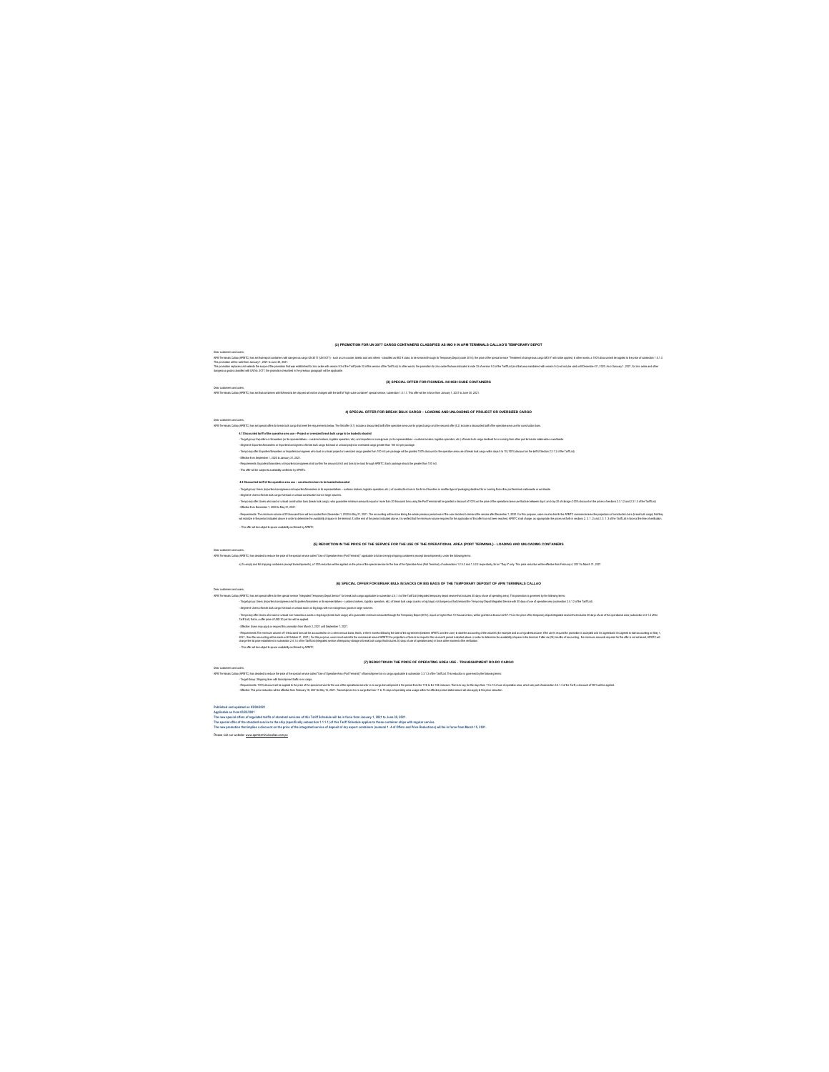**(2) PROMOTION FOR UN 3077 CARGO CONTAINERS CLASSIFIED AS IMO 9 IN APM TERMINALS CALLAO'S TEMPORARY DEPOT**

Dear customers and users,

APM Terminals Callao (APMTC) has set that export containers with dangerous cargo UN3077 (UN 3077) - such as zinc oxide, slabs and others - classified as IMO 9 class, to be received through its Temporary Depot (code 3014), the price of the special service "Treatment of dangerous cargo IMO 9" will not be applied. In other words, a 100% discount will be applied to the price of subsection 1.4.1.3.

This promotion will be valid from January 1, 2021 to June 30, 2021.

This promotion replaces and extends the scope of the promotion that was established for zinc oxide with version 9.0 of the Tariff. In other words, the promotion for zinc oxide that was indicated in version 9.0 of the Tariff and that was maintained until December 31, 2020. As of January 1, 2021, for zinc oxide and other dangerous goods classified with UN No. 3077, the promotion described in the previous paragraph will be applicable.

**(3) SPECIAL OFFER FOR FISHMEAL IN HIGH-CUBE CONTAINERS**

Dear customers and users,

APM Terminals Callao (APMTC) has set that containers with fishmeal to be shipped will not be charged with the tariff of "high cube container" special service, subsection 1.5.1.7. This offer will be in force from January 1, 2021 to June 30, 2021.

**4) SPECIAL OFFER FOR BREAK BULK CARGO – LOADING AND UNLOADING OF PROJECT OR OVERSIZED CARGO**

Dear customers and users,

APM Terminals Callao (APMTC) has set special offers for break bulk cargo that meet the requirements below. The first offer (4.1) include a discounted tariff of the operative area use for project cargo and the second offer (4.2) include a discounted tariff of the operative area use for construction bars.

**4.1 Discounted tariff of the operative area use – Project or oversized break bulk cargo to be loaded/unloaded**

- Target group: Exporters or forwarders (or its representatives – customs brokers, logistics operators, etc.) and importers or consignees (or its representatives – customs brokers, logistics operators, etc.) of break bulk cargo destined for or coming from other port terminals nationwide or worldwide.
- Segment: Exporters/forwarders or importers/consignees of break bulk cargo that load or unload project or oversized cargo greater than 100 m3 per package.
- Temporary offer: Exporters/forwarders or importers/consignees who load or unload project or oversized cargo greater than 100 m3 per package will be granted 100% discount on the operative area use of break bulk cargo within days 4 to 10 (100% discount on the tariff of Section 2.3.1.2 of the Tariff List).
- Effective from September 1, 2020 to January 31, 2021.
- Requirements: Exporters/forwarders or importers/consignees shall confirm the amount of m3 and has to be load through APMTC. Each package should be greater than 100 m3.
- This offer will be subject to availability confirmed by APMTC.

**4.2 Discounted tariff of the operative area use – construction bars to be loaded/unloaded**

- Target group: Users (importers/consignees and exporters/forwarders or its representatives – customs brokers, logistics operators, etc.) of construction bars in the form of bundles or another type of packaging destined for or coming from other port terminals nationwide or worldwide.
- Segment: Users of break bulk cargo that load or unload construction bars in large volumes.
- Temporary offer: Users who load or unload construction bars (break bulk cargo) who guarantee minimum amounts equal or more than 20 thousand tons using the Port Terminal will be granted a discount of 100% on the price of the operational area use that are between days 4 and day 30 of storage (100% discount on the prices of sections 2.3.1.2 and 2.3.1.3 of the Tariff List).
- Effective from December 1, 2020 to May 31, 2021.
- Requirements: The minimum volume of 20 thousand tons will be counted from December 1, 2020 to May 31, 2021. The accounting will be done taking the whole previous period even if the user decides to demand the service after December 1, 2020. For this purpose, users must submit to the APMTC commercial area the projections of construction bars (break bulk cargo) that they will mobilize in the period indicated above in order to determine the availability of space in the terminal. If, at the end of the period indicated above, it is verified that the minimum volume required for the application of this offer has not been reached, APMTC shall charge, as appropriate the prices set forth in sections 2.3.1.2 and 2.3.1.3 of the Tariff List in force at the time of verification.
- This offer will be subject to space availability confirmed by APMTC.

**(5) REDUCTION IN THE PRICE OF THE SERVICE FOR THE USE OF THE OPERATIONAL AREA (PORT TERMINAL) - LOADING AND UNLOADING CONTAINERS**

Dear customers and users,

APM Terminals Callao (APMTC) has decided to reduce the price of the special service called "Use of Operative Area (Port Terminal)" applicable to full and empty shipping containers (except transshipments), under the following terms:

a) To empty and full shipping containers (except transshipments), a 100% reduction will be applied on the price of the special service for the Use of the Operative Area (Port Terminal) of subsections 1.2.5.2 and 1.2.2.2 respectively, for on "Day 4" only. This price reduction will be effective from February 4, 2021 to March 31, 2021.

**(6) SPECIAL OFFER FOR BREAK BULK IN SACKS OR BIG BAGS OF THE TEMPORARY DEPOSIT OF APM TERMINALS CALLAO**

Dear customers and users,

APM Terminals Callao (APMTC) has set special offers for the special service "Integrated Temporary Depot Service" for break bulk cargo applicable to subsection 2.4.1.4 of the Tariff List (integrated temporary depot service that includes 30 days of use of operating area). This promotion is governed by the following terms:

- Target group: Users (importers/consignees and Exporters/forwarders or its representatives – customs brokers, logistics operators, etc.) of break bulk cargo (sacks or big bags) not dangerous that demand the Temporary Deposit Integrated Service with 30 days of use of operative area (subsection 2.4.1.4 of the Tariff List)
- Segment: Users of break bulk cargo that load or unload sacks or big bags with non-dangerous goods in large volumes.
- Temporary offer: Users who load or unload non-hazardous sacks or big bags (break bulk cargo) who guarantee minimum amounts through the Temporary Depot (3014) equal or higher than 10 thousand tons, will be granted a discount of 57.1% on the price of the temporary deposit integrated service that includes 30 days of use of the operational area (subsection 2.4.1.4 of the Tariff List); that is, a offer price of USD 30 per ton will be applied.
- Effective: Users may apply or request this promotion from March 2, 2021 until September 1, 2021.
- Requirements: The minimum volume of 10 thousand tons will be accounted for on a semi-annual basis, that is, in the 6 months following the date of the agreement (between APMTC and the user) to start the accounting of the volumes (for example and as a hypothetical case, if the user's request for promotion is accepted and its agreement to start accounting on May 1, 2021, then the accounting will be made until October 31, 2021). For this purpose, users must submit to the commercial area of APMTC the projection of tons to be imported in the six-month period indicated above in order to determine the availability of space in the terminal. If after six (06) months of accounting, the minimum amounts required for this offer is not achieved, APMTC will charge the full price established in subsection 2.4.1.4 of the Tariff List (integrated service of temporary storage of break bulk cargo that includes 30 days of use of operative area) in force at the moment of the verification.
- This offer will be subject to space availability confirmed by APMTC.

**(7) REDUCTION IN THE PRICE OF OPERATING AREA USE - TRANSSHIPMENT RO-RO CARGO**

Dear customers and users,

APM Terminals Callao (APMTC) has decided to reduce the price of the special service called "Use of Operative Area (Port Terminal)" of transshipment ro-ro cargo applicable to subsection 3.3.1.3 of the Tariff List. This reduction is governed by the following terms:

- Target Group: Shipping lines with transshipment traffic or ro cargo.
- Requirements: 100% discount will be applied to the price of the special service for the use of the operational area for ro-ro cargo transshipment in the period from the 11th to the 15th inclusive. That is to say, for the days from 11 to 15 of use of operative area, which are part of subsection 3.3.1.3 of the Tariff, a discount of 100% will be applied.
- Effective: This price reduction will be effective from February 18, 2021 to May 18, 2021. Transshipment ro-ro cargo that has 11 to 15 days of operating area usage within the effective period stated above will also apply to this price reduction.

**Published and updated on 03/08/2021**
**Applicable as from 03/02/2021**
**The new special offers of regulated tariffs of standard services of this Tariff Schedule will be in force from January 1, 2021 to June 30, 2021.**
**The special offer of the standard service to the ship (specifically subsection 1.1.1.1) of this Tariff Schedule applies to those container ships with regular service.**
**The new promotion that implies a discount on the price of the integrated service of deposit of dry export containers (numeral 1.4 of Offers and Price Reductions) will be in force from March 15, 2021.**

Please visit our website: www.apmterminalscallao.com.pe